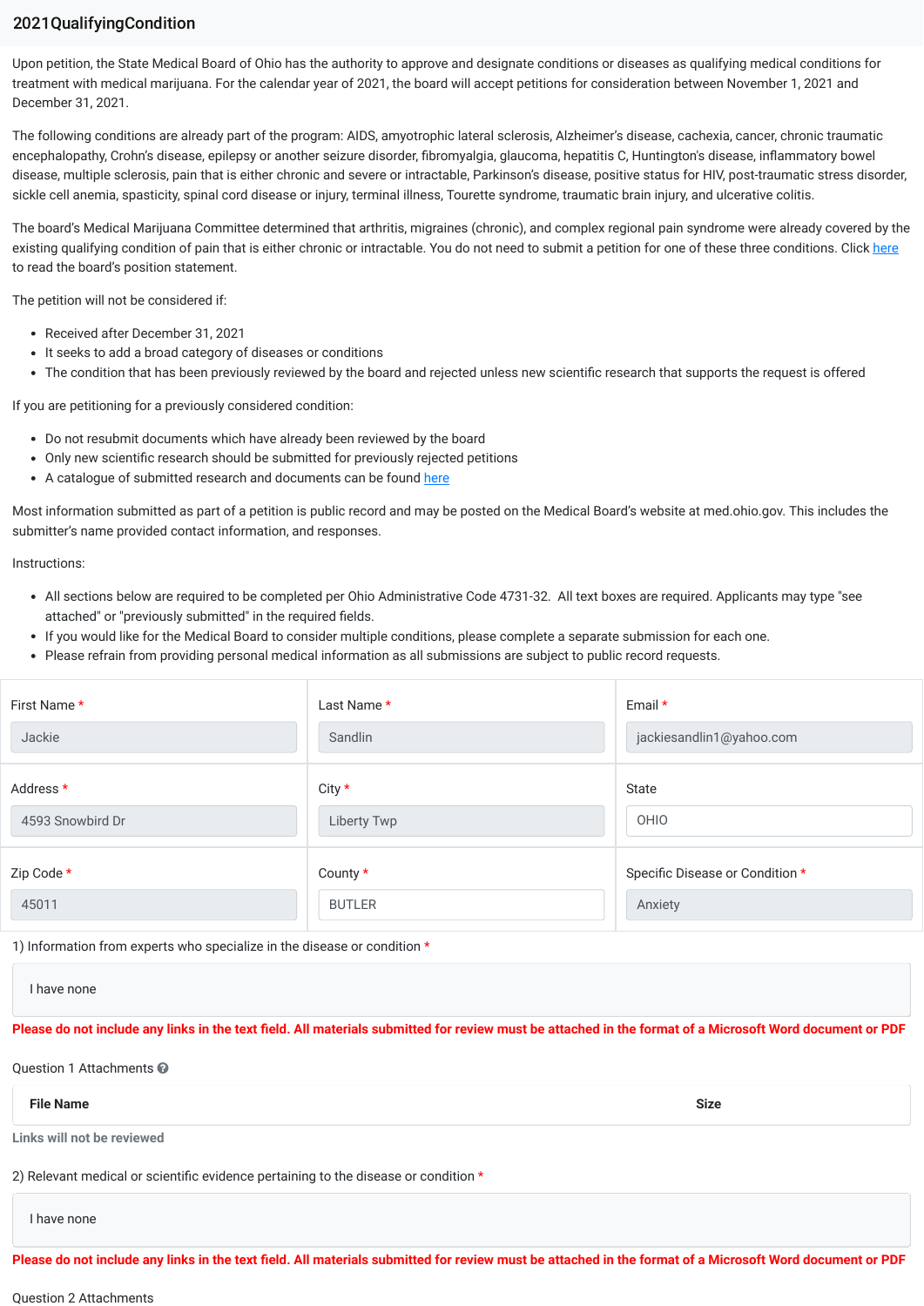# 2021QualifyingCondition

Upon petition, the State Medical Board of Ohio has the authority to approve and designate conditions or diseases as qualifying medical conditions for treatment with medical marijuana. For the calendar year of 2021, the board will accept petitions for consideration between November 1, 2021 and December 31, 2021.

The following conditions are already part of the program: AIDS, amyotrophic lateral sclerosis, Alzheimer's disease, cachexia, cancer, chronic traumatic encephalopathy, Crohn's disease, epilepsy or another seizure disorder, fibromyalgia, glaucoma, hepatitis C, Huntington's disease, inflammatory bowel disease, multiple sclerosis, pain that is either chronic and severe or intractable, Parkinson's disease, positive status for HIV, post-traumatic stress disorder, sickle cell anemia, spasticity, spinal cord disease or injury, terminal illness, Tourette syndrome, traumatic brain injury, and ulcerative colitis.

The board's Medical Marijuana Committee determined that arthritis, migraines (chronic), and complex regional pain syndrome were already covered by the existing qualifying condition of pain that is either chronic or intractable. You do not need to submit a petition for one of these three conditions. Click here to read the board's position statement.

The petition will not be considered if:

- Received after December 31, 2021
- It seeks to add a broad category of diseases or conditions
- The condition that has been previously reviewed by the board and rejected unless new scientific research that supports the request is offered

If you are petitioning for a previously considered condition:

- Do not resubmit documents which have already been reviewed by the board
- Only new scientific research should be submitted for previously rejected petitions
- A catalogue of submitted research and documents can be found here

Most information submitted as part of a petition is public record and may be posted on the Medical Board's website at med.ohio.gov. This includes the submitter's name provided contact information, and responses.

Instructions:

- All sections below are required to be completed per Ohio Administrative Code 4731-32. All text boxes are required. Applicants may type "see attached" or "previously submitted" in the required fields.
- If you would like for the Medical Board to consider multiple conditions, please complete a separate submission for each one.
- Please refrain from providing personal medical information as all submissions are subject to public record requests.

| | | |
|---|---|---|
| First Name * <br> Jackie | Last Name * <br> Sandlin | Email * <br> jackiesandlin1@yahoo.com |
| Address * <br> 4593 Snowbird Dr | City * <br> Liberty Twp | State <br> OHIO |
| Zip Code * <br> 45011 | County * <br> BUTLER | Specific Disease or Condition * <br> Anxiety |

1) Information from experts who specialize in the disease or condition *

I have none

**Please do not include any links in the text field. All materials submitted for review must be attached in the format of a Microsoft Word document or PDF**

Question 1 Attachments

| File Name | Size |
|---|---|

Links will not be reviewed

2) Relevant medical or scientific evidence pertaining to the disease or condition *

I have none

**Please do not include any links in the text field. All materials submitted for review must be attached in the format of a Microsoft Word document or PDF**

Question 2 Attachments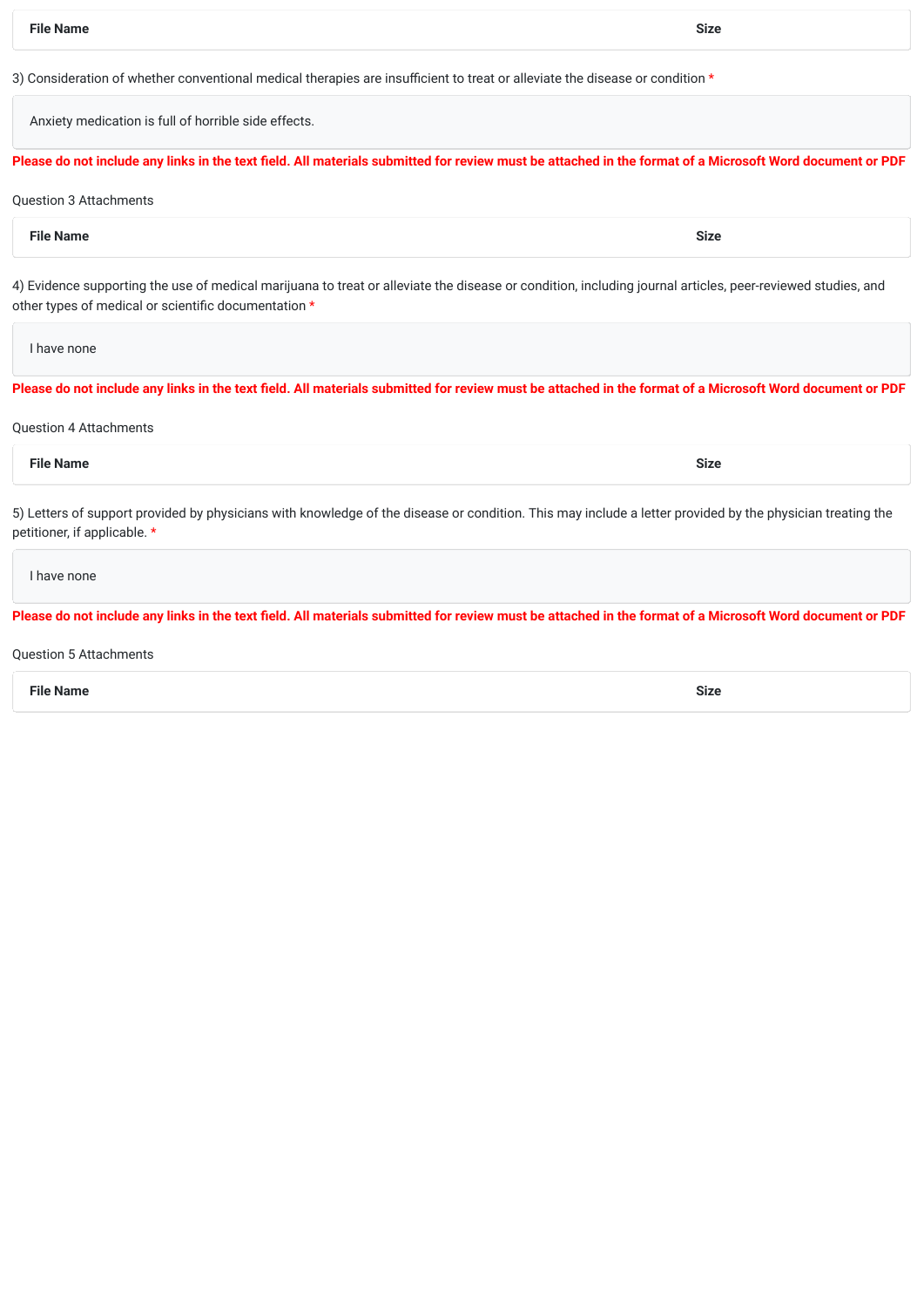| File Name | Size |
| --- | --- |

3) Consideration of whether conventional medical therapies are insufficient to treat or alleviate the disease or condition *

Anxiety medication is full of horrible side effects.

**Please do not include any links in the text field. All materials submitted for review must be attached in the format of a Microsoft Word document or PDF**

Question 3 Attachments

| File Name | Size |
| --- | --- |

4) Evidence supporting the use of medical marijuana to treat or alleviate the disease or condition, including journal articles, peer-reviewed studies, and other types of medical or scientific documentation *

I have none

**Please do not include any links in the text field. All materials submitted for review must be attached in the format of a Microsoft Word document or PDF**

Question 4 Attachments

| File Name | Size |
| --- | --- |

5) Letters of support provided by physicians with knowledge of the disease or condition. This may include a letter provided by the physician treating the petitioner, if applicable. *

I have none

**Please do not include any links in the text field. All materials submitted for review must be attached in the format of a Microsoft Word document or PDF**

Question 5 Attachments

| File Name | Size |
| --- | --- |